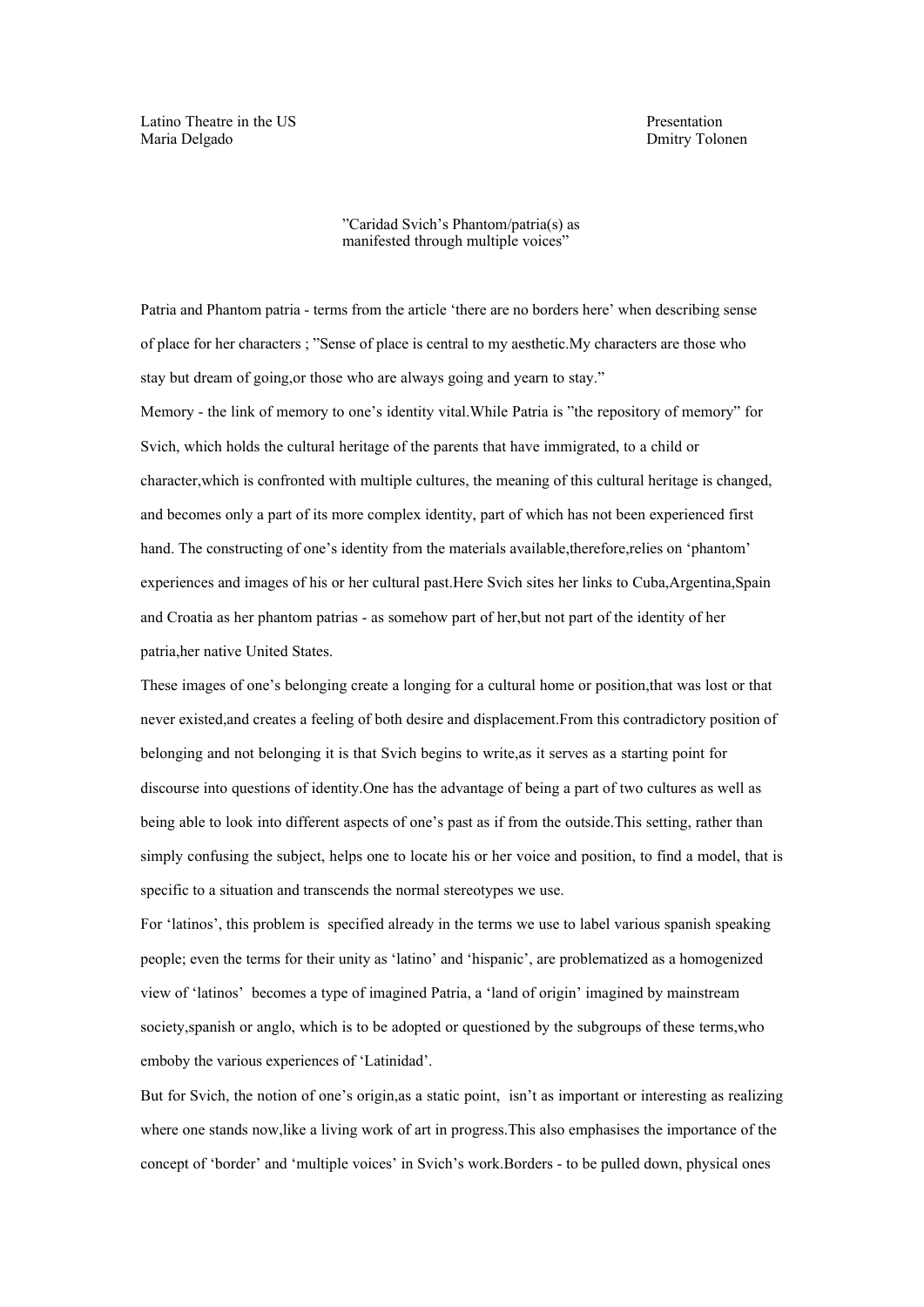Latino Theatre in the US
Maria Delgado

Presentation
Dmitry Tolonen

"Caridad Svich's Phantom/patria(s) as manifested through multiple voices"

Patria and Phantom patria - terms from the article 'there are no borders here' when describing sense of place for her characters ; "Sense of place is central to my aesthetic.My characters are those who stay but dream of going,or those who are always going and yearn to stay."

Memory - the link of memory to one's identity vital.While Patria is "the repository of memory" for Svich, which holds the cultural heritage of the parents that have immigrated, to a child or character,which is confronted with multiple cultures, the meaning of this cultural heritage is changed, and becomes only a part of its more complex identity, part of which has not been experienced first hand. The constructing of one's identity from the materials available,therefore,relies on 'phantom' experiences and images of his or her cultural past.Here Svich sites her links to Cuba,Argentina,Spain and Croatia as her phantom patrias - as somehow part of her,but not part of the identity of her patria,her native United States.

These images of one's belonging create a longing for a cultural home or position,that was lost or that never existed,and creates a feeling of both desire and displacement.From this contradictory position of belonging and not belonging it is that Svich begins to write,as it serves as a starting point for discourse into questions of identity.One has the advantage of being a part of two cultures as well as being able to look into different aspects of one's past as if from the outside.This setting, rather than simply confusing the subject, helps one to locate his or her voice and position, to find a model, that is specific to a situation and transcends the normal stereotypes we use.

For 'latinos', this problem is specified already in the terms we use to label various spanish speaking people; even the terms for their unity as 'latino' and 'hispanic', are problematized as a homogenized view of 'latinos' becomes a type of imagined Patria, a 'land of origin' imagined by mainstream society,spanish or anglo, which is to be adopted or questioned by the subgroups of these terms,who emboby the various experiences of 'Latinidad'.

But for Svich, the notion of one's origin,as a static point, isn't as important or interesting as realizing where one stands now,like a living work of art in progress.This also emphasises the importance of the concept of 'border' and 'multiple voices' in Svich's work.Borders - to be pulled down, physical ones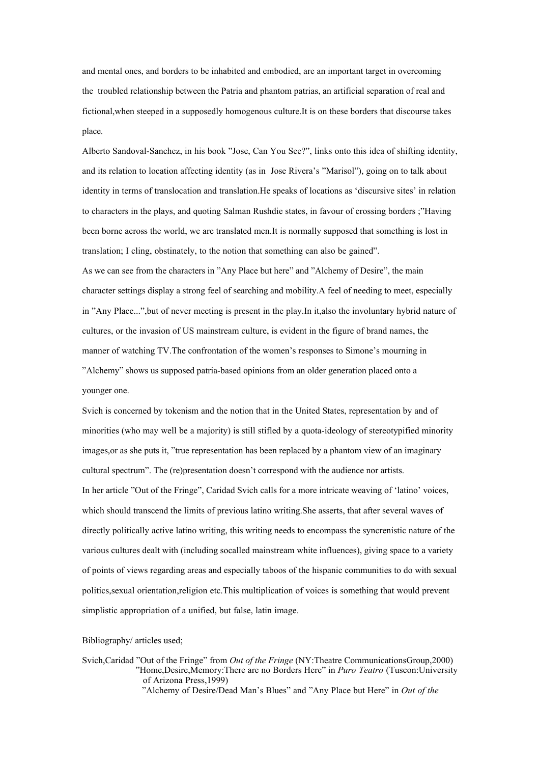and mental ones, and borders to be inhabited and embodied, are an important target in overcoming the troubled relationship between the Patria and phantom patrias, an artificial separation of real and fictional,when steeped in a supposedly homogenous culture.It is on these borders that discourse takes place.

Alberto Sandoval-Sanchez, in his book "Jose, Can You See?", links onto this idea of shifting identity, and its relation to location affecting identity (as in Jose Rivera's "Marisol"), going on to talk about identity in terms of translocation and translation.He speaks of locations as 'discursive sites' in relation to characters in the plays, and quoting Salman Rushdie states, in favour of crossing borders ;"Having been borne across the world, we are translated men.It is normally supposed that something is lost in translation; I cling, obstinately, to the notion that something can also be gained".

As we can see from the characters in "Any Place but here" and "Alchemy of Desire", the main character settings display a strong feel of searching and mobility.A feel of needing to meet, especially in "Any Place...",but of never meeting is present in the play.In it,also the involuntary hybrid nature of cultures, or the invasion of US mainstream culture, is evident in the figure of brand names, the manner of watching TV.The confrontation of the women's responses to Simone's mourning in "Alchemy" shows us supposed patria-based opinions from an older generation placed onto a younger one.

Svich is concerned by tokenism and the notion that in the United States, representation by and of minorities (who may well be a majority) is still stifled by a quota-ideology of stereotypified minority images,or as she puts it, "true representation has been replaced by a phantom view of an imaginary cultural spectrum". The (re)presentation doesn't correspond with the audience nor artists.

In her article "Out of the Fringe", Caridad Svich calls for a more intricate weaving of 'latino' voices, which should transcend the limits of previous latino writing.She asserts, that after several waves of directly politically active latino writing, this writing needs to encompass the syncrenistic nature of the various cultures dealt with (including socalled mainstream white influences), giving space to a variety of points of views regarding areas and especially taboos of the hispanic communities to do with sexual politics,sexual orientation,religion etc.This multiplication of voices is something that would prevent simplistic appropriation of a unified, but false, latin image.

Bibliography/ articles used;

Svich,Caridad "Out of the Fringe" from *Out of the Fringe* (NY:Theatre CommunicationsGroup,2000)
"Home,Desire,Memory:There are no Borders Here" in *Puro Teatro* (Tuscon:University of Arizona Press,1999)
"Alchemy of Desire/Dead Man's Blues" and "Any Place but Here" in *Out of the*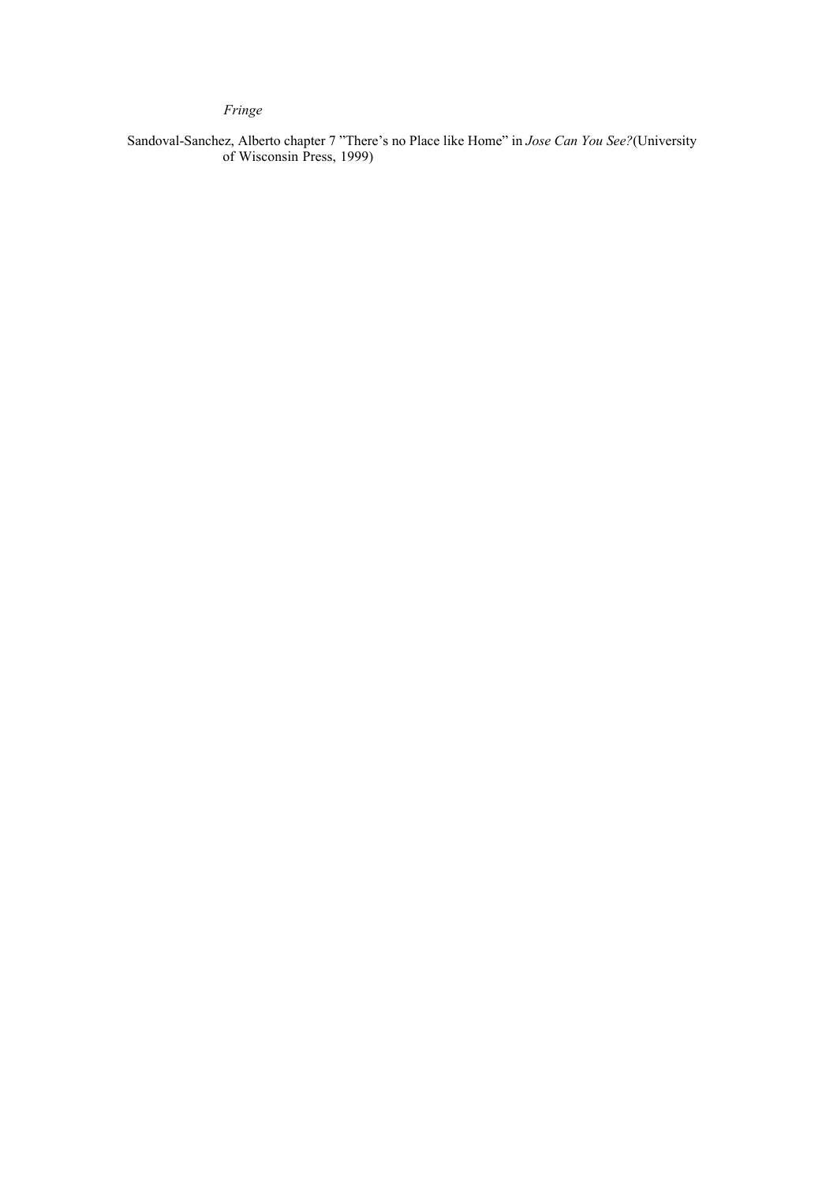*Fringe*

Sandoval-Sanchez, Alberto chapter 7 "There's no Place like Home" in *Jose Can You See?*(University of Wisconsin Press, 1999)